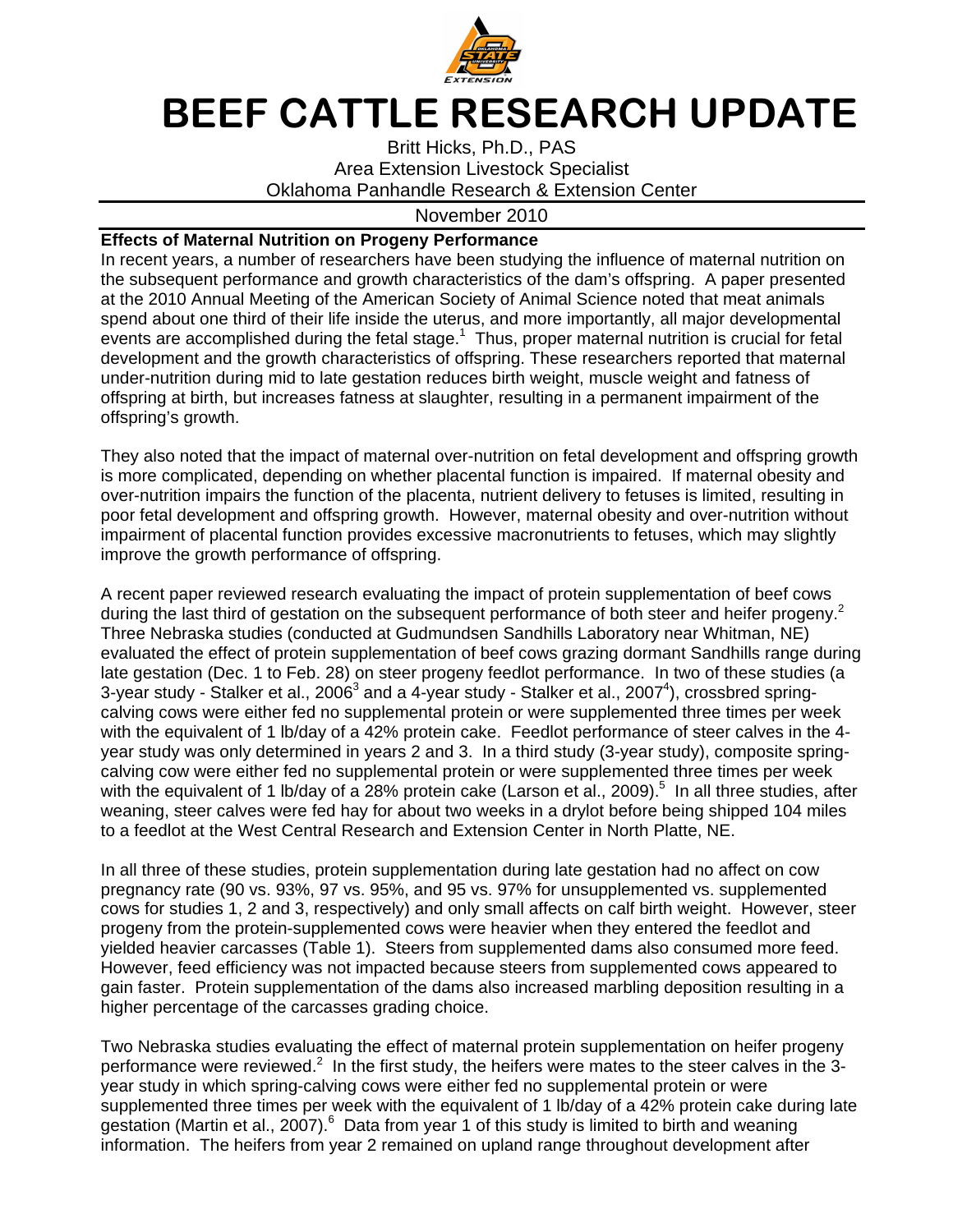# BEEF CATTLE RESEARCH UPDATE

Britt Hicks, Ph.D., PAS
Area Extension Livestock Specialist
Oklahoma Panhandle Research & Extension Center

November 2010

## Effects of Maternal Nutrition on Progeny Performance

In recent years, a number of researchers have been studying the influence of maternal nutrition on the subsequent performance and growth characteristics of the dam's offspring. A paper presented at the 2010 Annual Meeting of the American Society of Animal Science noted that meat animals spend about one third of their life inside the uterus, and more importantly, all major developmental events are accomplished during the fetal stage.[1] Thus, proper maternal nutrition is crucial for fetal development and the growth characteristics of offspring. These researchers reported that maternal under-nutrition during mid to late gestation reduces birth weight, muscle weight and fatness of offspring at birth, but increases fatness at slaughter, resulting in a permanent impairment of the offspring's growth.

They also noted that the impact of maternal over-nutrition on fetal development and offspring growth is more complicated, depending on whether placental function is impaired. If maternal obesity and over-nutrition impairs the function of the placenta, nutrient delivery to fetuses is limited, resulting in poor fetal development and offspring growth. However, maternal obesity and over-nutrition without impairment of placental function provides excessive macronutrients to fetuses, which may slightly improve the growth performance of offspring.

A recent paper reviewed research evaluating the impact of protein supplementation of beef cows during the last third of gestation on the subsequent performance of both steer and heifer progeny.[2] Three Nebraska studies (conducted at Gudmundsen Sandhills Laboratory near Whitman, NE) evaluated the effect of protein supplementation of beef cows grazing dormant Sandhills range during late gestation (Dec. 1 to Feb. 28) on steer progeny feedlot performance. In two of these studies (a 3-year study - Stalker et al., 2006[3] and a 4-year study - Stalker et al., 2007[4]), crossbred spring-calving cows were either fed no supplemental protein or were supplemented three times per week with the equivalent of 1 lb/day of a 42% protein cake. Feedlot performance of steer calves in the 4-year study was only determined in years 2 and 3. In a third study (3-year study), composite spring-calving cow were either fed no supplemental protein or were supplemented three times per week with the equivalent of 1 lb/day of a 28% protein cake (Larson et al., 2009).[5] In all three studies, after weaning, steer calves were fed hay for about two weeks in a drylot before being shipped 104 miles to a feedlot at the West Central Research and Extension Center in North Platte, NE.

In all three of these studies, protein supplementation during late gestation had no affect on cow pregnancy rate (90 vs. 93%, 97 vs. 95%, and 95 vs. 97% for unsupplemented vs. supplemented cows for studies 1, 2 and 3, respectively) and only small affects on calf birth weight. However, steer progeny from the protein-supplemented cows were heavier when they entered the feedlot and yielded heavier carcasses (Table 1). Steers from supplemented dams also consumed more feed. However, feed efficiency was not impacted because steers from supplemented cows appeared to gain faster. Protein supplementation of the dams also increased marbling deposition resulting in a higher percentage of the carcasses grading choice.

Two Nebraska studies evaluating the effect of maternal protein supplementation on heifer progeny performance were reviewed.[2] In the first study, the heifers were mates to the steer calves in the 3-year study in which spring-calving cows were either fed no supplemental protein or were supplemented three times per week with the equivalent of 1 lb/day of a 42% protein cake during late gestation (Martin et al., 2007).[6] Data from year 1 of this study is limited to birth and weaning information. The heifers from year 2 remained on upland range throughout development after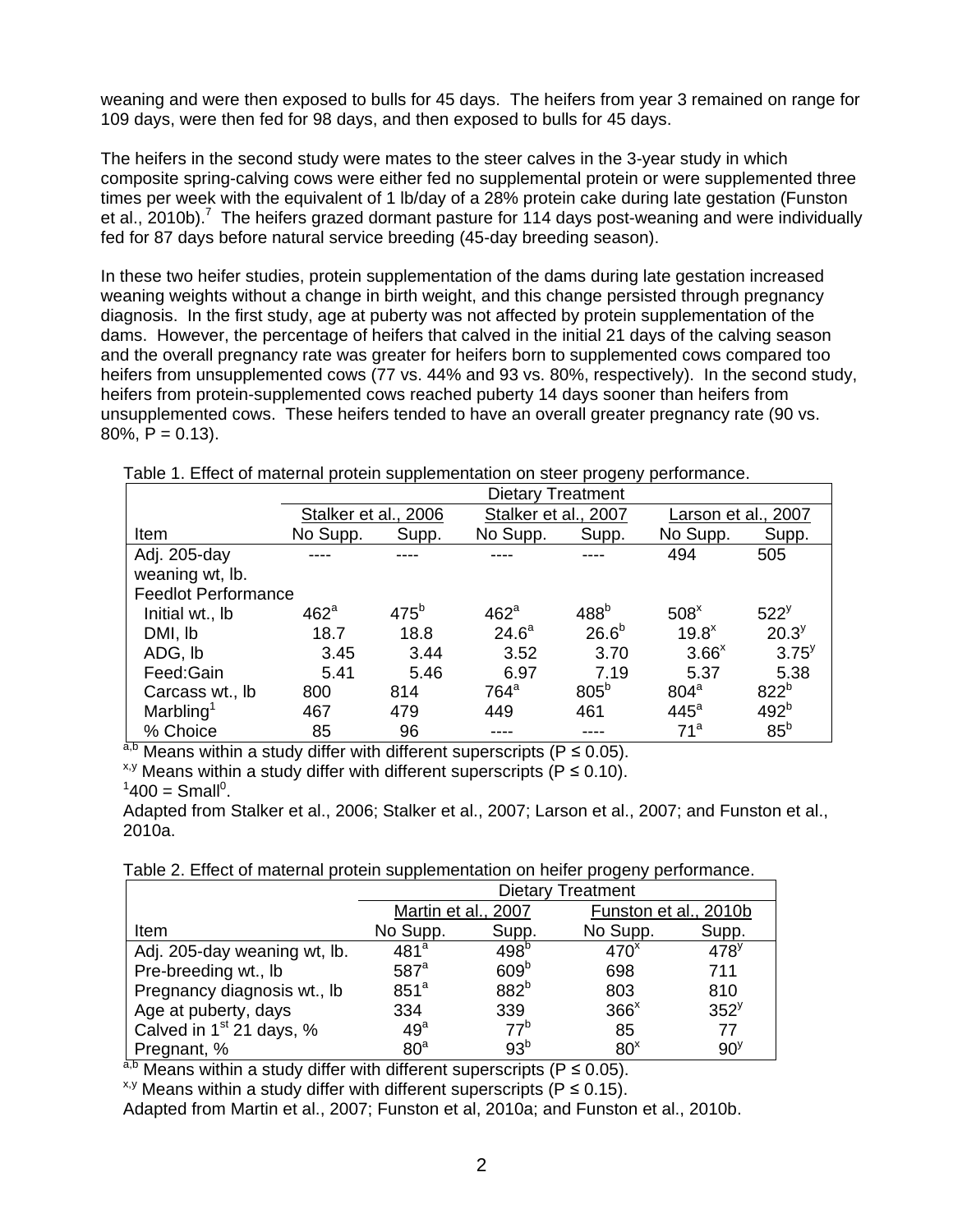weaning and were then exposed to bulls for 45 days. The heifers from year 3 remained on range for 109 days, were then fed for 98 days, and then exposed to bulls for 45 days.

The heifers in the second study were mates to the steer calves in the 3-year study in which composite spring-calving cows were either fed no supplemental protein or were supplemented three times per week with the equivalent of 1 lb/day of a 28% protein cake during late gestation (Funston et al., 2010b).[7] The heifers grazed dormant pasture for 114 days post-weaning and were individually fed for 87 days before natural service breeding (45-day breeding season).

In these two heifer studies, protein supplementation of the dams during late gestation increased weaning weights without a change in birth weight, and this change persisted through pregnancy diagnosis. In the first study, age at puberty was not affected by protein supplementation of the dams. However, the percentage of heifers that calved in the initial 21 days of the calving season and the overall pregnancy rate was greater for heifers born to supplemented cows compared too heifers from unsupplemented cows (77 vs. 44% and 93 vs. 80%, respectively). In the second study, heifers from protein-supplemented cows reached puberty 14 days sooner than heifers from unsupplemented cows. These heifers tended to have an overall greater pregnancy rate (90 vs. 80%, P = 0.13).

Table 1. Effect of maternal protein supplementation on steer progeny performance.

| | Dietary Treatment | | | | | |
|---|---|---|---|---|---|---|
| | Stalker et al., 2006 | | Stalker et al., 2007 | | Larson et al., 2007 | |
| Item | No Supp. | Supp. | No Supp. | Supp. | No Supp. | Supp. |
| Adj. 205-day weaning wt, lb. | ---- | ---- | ---- | ---- | 494 | 505 |
| Feedlot Performance | | | | | | |
| Initial wt., lb | 462[a] | 475[b] | 462[a] | 488[b] | 508[x] | 522[y] |
| DMI, lb | 18.7 | 18.8 | 24.6[a] | 26.6[b] | 19.8[x] | 20.3[y] |
| ADG, lb | 3.45 | 3.44 | 3.52 | 3.70 | 3.66[x] | 3.75[y] |
| Feed:Gain | 5.41 | 5.46 | 6.97 | 7.19 | 5.37 | 5.38 |
| Carcass wt., lb | 800 | 814 | 764[a] | 805[b] | 804[a] | 822[b] |
| Marbling[1] | 467 | 479 | 449 | 461 | 445[a] | 492[b] |
| % Choice | 85 | 96 | ---- | ---- | 71[a] | 85[b] |

[a,b] Means within a study differ with different superscripts (P ≤ 0.05).
[x,y] Means within a study differ with different superscripts (P ≤ 0.10).
[1]400 = Small[0].
Adapted from Stalker et al., 2006; Stalker et al., 2007; Larson et al., 2007; and Funston et al., 2010a.

Table 2. Effect of maternal protein supplementation on heifer progeny performance.

| | Dietary Treatment | | | |
|---|---|---|---|---|
| | Martin et al., 2007 | | Funston et al., 2010b | |
| Item | No Supp. | Supp. | No Supp. | Supp. |
| Adj. 205-day weaning wt, lb. | 481[a] | 498[b] | 470[x] | 478[y] |
| Pre-breeding wt., lb | 587[a] | 609[b] | 698 | 711 |
| Pregnancy diagnosis wt., lb | 851[a] | 882[b] | 803 | 810 |
| Age at puberty, days | 334 | 339 | 366[x] | 352[y] |
| Calved in 1st 21 days, % | 49[a] | 77[b] | 85 | 77 |
| Pregnant, % | 80[a] | 93[b] | 80[x] | 90[y] |

[a,b] Means within a study differ with different superscripts (P ≤ 0.05).
[x,y] Means within a study differ with different superscripts (P ≤ 0.15).
Adapted from Martin et al., 2007; Funston et al, 2010a; and Funston et al., 2010b.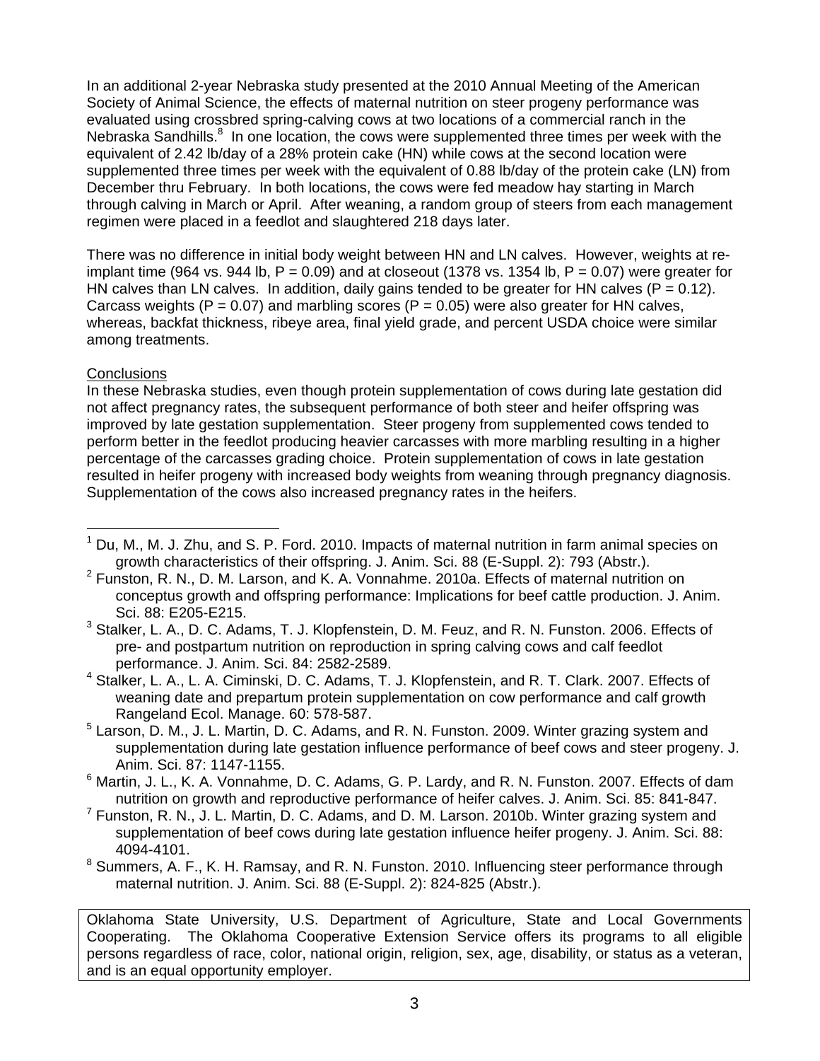In an additional 2-year Nebraska study presented at the 2010 Annual Meeting of the American Society of Animal Science, the effects of maternal nutrition on steer progeny performance was evaluated using crossbred spring-calving cows at two locations of a commercial ranch in the Nebraska Sandhills.[8] In one location, the cows were supplemented three times per week with the equivalent of 2.42 lb/day of a 28% protein cake (HN) while cows at the second location were supplemented three times per week with the equivalent of 0.88 lb/day of the protein cake (LN) from December thru February. In both locations, the cows were fed meadow hay starting in March through calving in March or April. After weaning, a random group of steers from each management regimen were placed in a feedlot and slaughtered 218 days later.

There was no difference in initial body weight between HN and LN calves. However, weights at re-implant time (964 vs. 944 lb, $P = 0.09$) and at closeout (1378 vs. 1354 lb, $P = 0.07$) were greater for HN calves than LN calves. In addition, daily gains tended to be greater for HN calves ($P = 0.12$). Carcass weights ($P = 0.07$) and marbling scores ($P = 0.05$) were also greater for HN calves, whereas, backfat thickness, ribeye area, final yield grade, and percent USDA choice were similar among treatments.

## Conclusions

In these Nebraska studies, even though protein supplementation of cows during late gestation did not affect pregnancy rates, the subsequent performance of both steer and heifer offspring was improved by late gestation supplementation. Steer progeny from supplemented cows tended to perform better in the feedlot producing heavier carcasses with more marbling resulting in a higher percentage of the carcasses grading choice. Protein supplementation of cows in late gestation resulted in heifer progeny with increased body weights from weaning through pregnancy diagnosis. Supplementation of the cows also increased pregnancy rates in the heifers.

---

[1] Du, M., M. J. Zhu, and S. P. Ford. 2010. Impacts of maternal nutrition in farm animal species on growth characteristics of their offspring. J. Anim. Sci. 88 (E-Suppl. 2): 793 (Abstr.).

[2] Funston, R. N., D. M. Larson, and K. A. Vonnahme. 2010a. Effects of maternal nutrition on conceptus growth and offspring performance: Implications for beef cattle production. J. Anim. Sci. 88: E205-E215.

[3] Stalker, L. A., D. C. Adams, T. J. Klopfenstein, D. M. Feuz, and R. N. Funston. 2006. Effects of pre- and postpartum nutrition on reproduction in spring calving cows and calf feedlot performance. J. Anim. Sci. 84: 2582-2589.

[4] Stalker, L. A., L. A. Ciminski, D. C. Adams, T. J. Klopfenstein, and R. T. Clark. 2007. Effects of weaning date and prepartum protein supplementation on cow performance and calf growth Rangeland Ecol. Manage. 60: 578-587.

[5] Larson, D. M., J. L. Martin, D. C. Adams, and R. N. Funston. 2009. Winter grazing system and supplementation during late gestation influence performance of beef cows and steer progeny. J. Anim. Sci. 87: 1147-1155.

[6] Martin, J. L., K. A. Vonnahme, D. C. Adams, G. P. Lardy, and R. N. Funston. 2007. Effects of dam nutrition on growth and reproductive performance of heifer calves. J. Anim. Sci. 85: 841-847.

[7] Funston, R. N., J. L. Martin, D. C. Adams, and D. M. Larson. 2010b. Winter grazing system and supplementation of beef cows during late gestation influence heifer progeny. J. Anim. Sci. 88: 4094-4101.

[8] Summers, A. F., K. H. Ramsay, and R. N. Funston. 2010. Influencing steer performance through maternal nutrition. J. Anim. Sci. 88 (E-Suppl. 2): 824-825 (Abstr.).

Oklahoma State University, U.S. Department of Agriculture, State and Local Governments Cooperating. The Oklahoma Cooperative Extension Service offers its programs to all eligible persons regardless of race, color, national origin, religion, sex, age, disability, or status as a veteran, and is an equal opportunity employer.